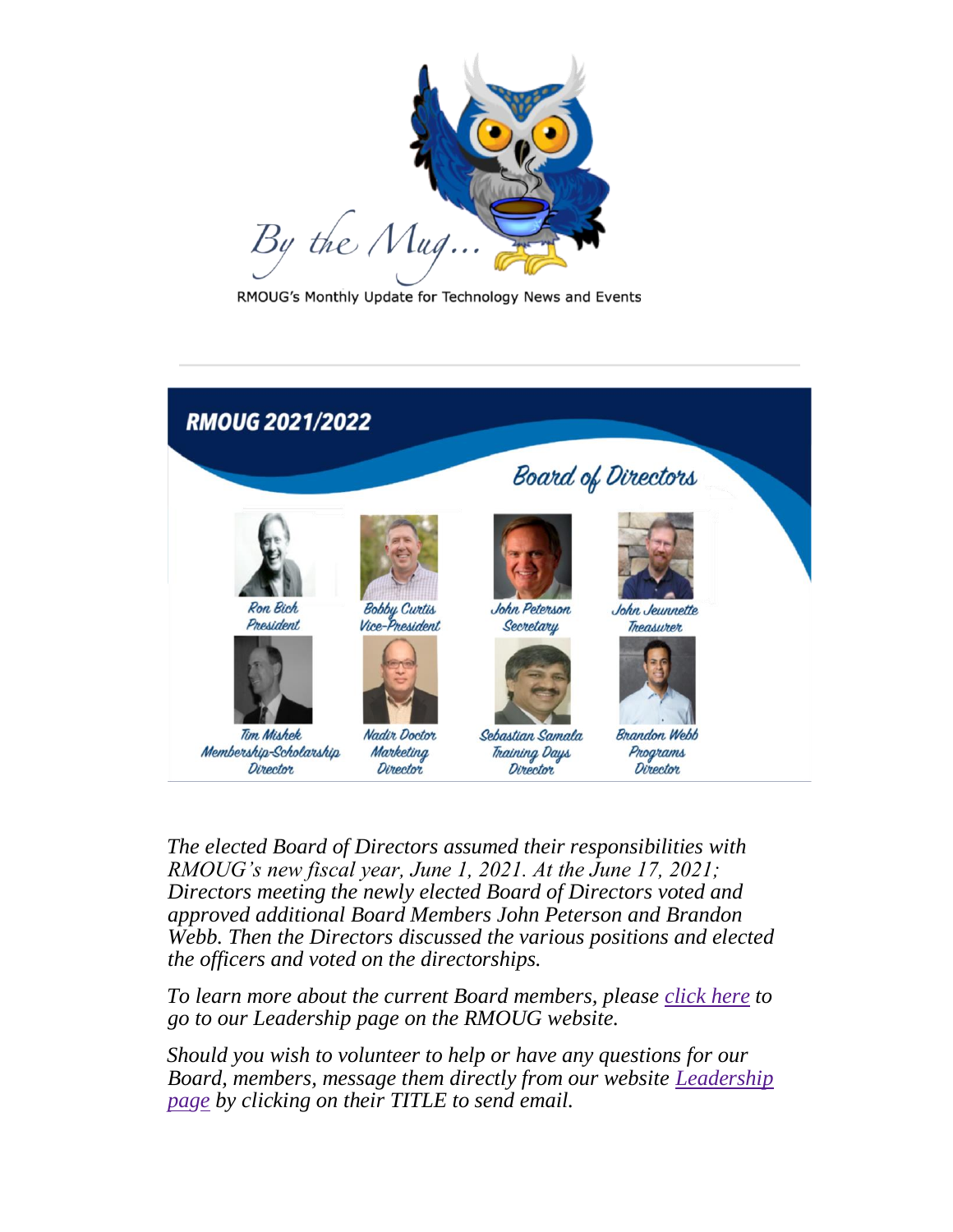By the Mug...

RMOUG's Monthly Update for Technology News and Events

---

**RMOUG 2021/2022**

*Board of Directors*

| | | | |
|---|---|---|---|
| Ron Bich<br>President | Bobby Curtis<br>Vice-President | John Peterson<br>Secretary | John Jeunnette<br>Treasurer |
| Tim Mishek<br>Membership-Scholarship Director | Nadir Doctor<br>Marketing Director | Sebastian Samala<br>Training Days Director | Brandon Webb<br>Programs Director |

*The elected Board of Directors assumed their responsibilities with RMOUG's new fiscal year, June 1, 2021. At the June 17, 2021; Directors meeting the newly elected Board of Directors voted and approved additional Board Members John Peterson and Brandon Webb. Then the Directors discussed the various positions and elected the officers and voted on the directorships.*

*To learn more about the current Board members, please [click here](#) to go to our Leadership page on the RMOUG website.*

*Should you wish to volunteer to help or have any questions for our Board, members, message them directly from our website [Leadership page](#) by clicking on their TITLE to send email.*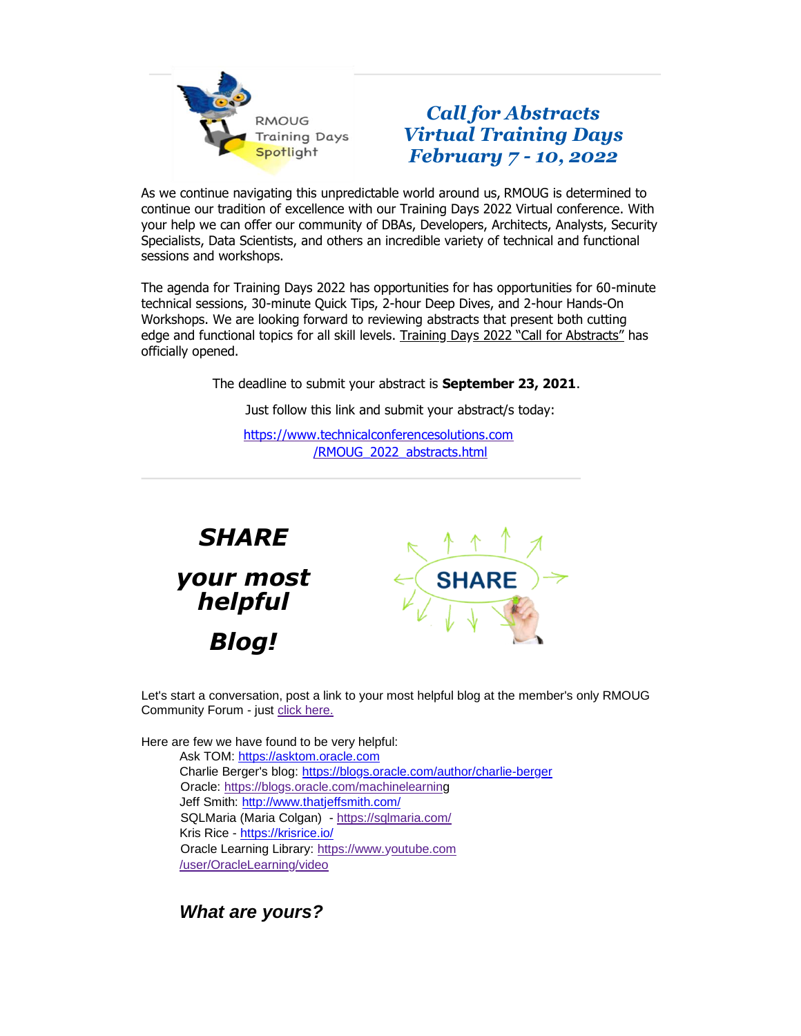## *Call for Abstracts*
## *Virtual Training Days*
## *February 7 - 10, 2022*

As we continue navigating this unpredictable world around us, RMOUG is determined to continue our tradition of excellence with our Training Days 2022 Virtual conference. With your help we can offer our community of DBAs, Developers, Architects, Analysts, Security Specialists, Data Scientists, and others an incredible variety of technical and functional sessions and workshops.

The agenda for Training Days 2022 has opportunities for has opportunities for 60-minute technical sessions, 30-minute Quick Tips, 2-hour Deep Dives, and 2-hour Hands-On Workshops. We are looking forward to reviewing abstracts that present both cutting edge and functional topics for all skill levels. Training Days 2022 "Call for Abstracts" has officially opened.

The deadline to submit your abstract is **September 23, 2021**.

Just follow this link and submit your abstract/s today:

https://www.technicalconferencesolutions.com/RMOUG_2022_abstracts.html

---

## ***SHARE***

## ***your most helpful***

## ***Blog!***

Let's start a conversation, post a link to your most helpful blog at the member's only RMOUG Community Forum - just click here.

Here are few we have found to be very helpful:

- Ask TOM: https://asktom.oracle.com
- Charlie Berger's blog: https://blogs.oracle.com/author/charlie-berger
- Oracle: https://blogs.oracle.com/machinelearning
- Jeff Smith: http://www.thatjeffsmith.com/
- SQLMaria (Maria Colgan) - https://sqlmaria.com/
- Kris Rice - https://krisrice.io/
- Oracle Learning Library: https://www.youtube.com/user/OracleLearning/video

### ***What are yours?***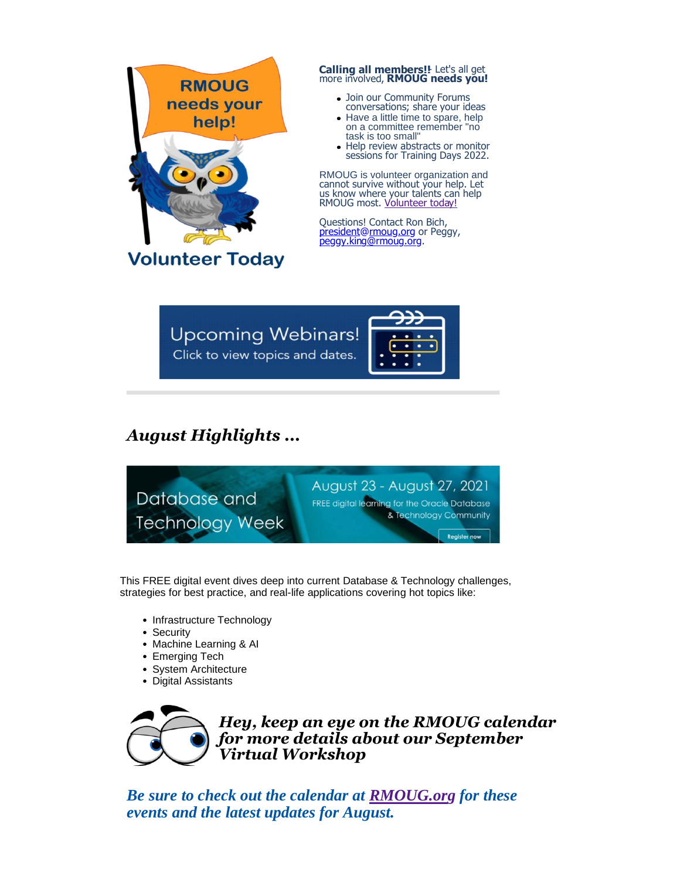**Calling all members!!** Let's all get more involved, **RMOUG needs you!**

- Join our Community Forums conversations; share your ideas
- Have a little time to spare, help on a committee remember "no task is too small"
- Help review abstracts or monitor sessions for Training Days 2022.

RMOUG is volunteer organization and cannot survive without your help. Let us know where your talents can help RMOUG most. Volunteer today!

Questions! Contact Ron Bich, president@rmoug.org or Peggy, peggy.king@rmoug.org.

## *August Highlights ...*

This FREE digital event dives deep into current Database & Technology challenges, strategies for best practice, and real-life applications covering hot topics like:

- Infrastructure Technology
- Security
- Machine Learning & AI
- Emerging Tech
- System Architecture
- Digital Assistants

***Hey, keep an eye on the RMOUG calendar for more details about our September Virtual Workshop***

***Be sure to check out the calendar at RMOUG.org for these events and the latest updates for August.***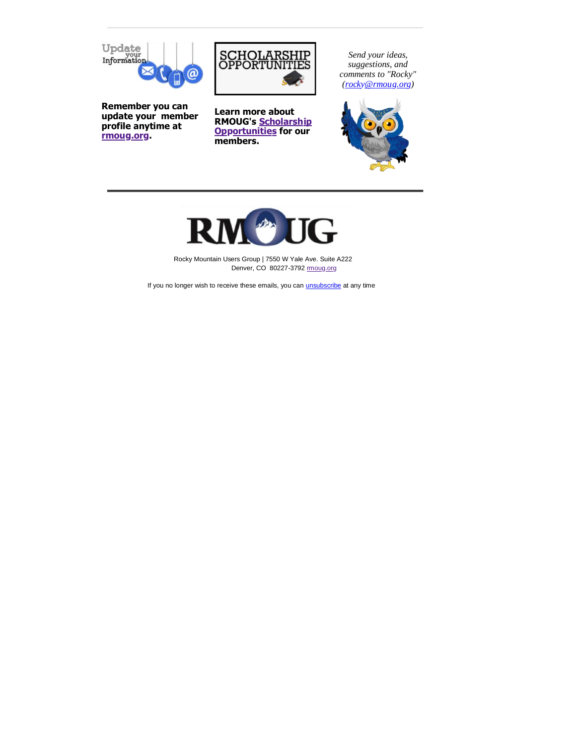Update your Information

SCHOLARSHIP OPPORTUNITIES

*Send your ideas, suggestions, and comments to "Rocky" (rocky@rmoug.org)*

**Remember you can update your member profile anytime at rmoug.org.**

**Learn more about RMOUG's Scholarship Opportunities for our members.**

---

RMOUG

Rocky Mountain Users Group | 7550 W Yale Ave. Suite A222
Denver, CO 80227-3792 rmoug.org

If you no longer wish to receive these emails, you can unsubscribe at any time